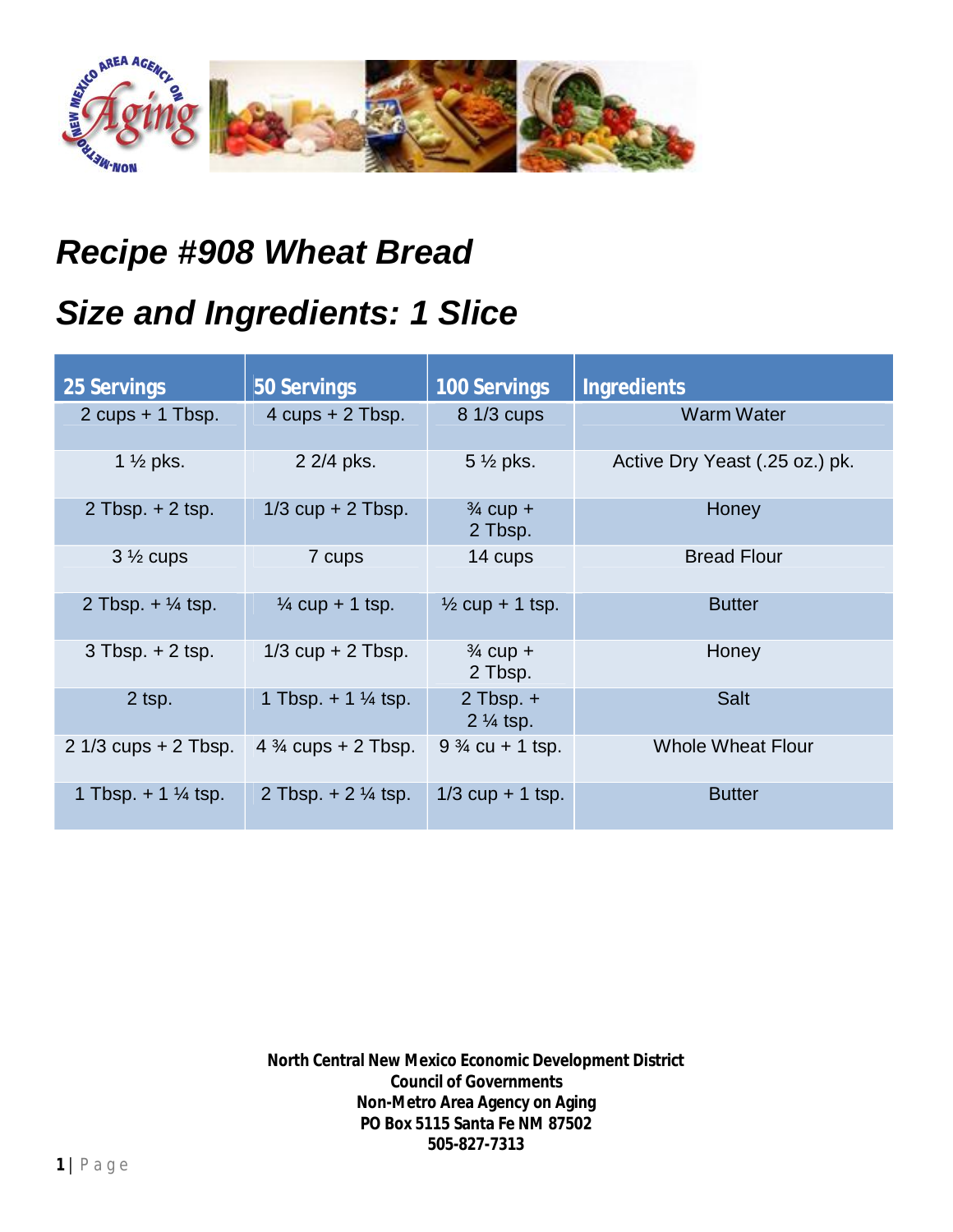# Recipe #908 Wheat Bread

# Size and Ingredients: 1 Slice

| 25 Servings | 50 Servings | 100 Servings | Ingredients |
|---|---|---|---|
| 2 cups + 1 Tbsp. | 4 cups + 2 Tbsp. | 8 1/3 cups | Warm Water |
| 1 ½ pks. | 2 2/4 pks. | 5 ½ pks. | Active Dry Yeast (.25 oz.) pk. |
| 2 Tbsp. + 2 tsp. | 1/3 cup + 2 Tbsp. | ¾ cup + 2 Tbsp. | Honey |
| 3 ½ cups | 7 cups | 14 cups | Bread Flour |
| 2 Tbsp. + ¼ tsp. | ¼ cup + 1 tsp. | ½ cup + 1 tsp. | Butter |
| 3 Tbsp. + 2 tsp. | 1/3 cup + 2 Tbsp. | ¾ cup + 2 Tbsp. | Honey |
| 2 tsp. | 1 Tbsp. + 1 ¼ tsp. | 2 Tbsp. + 2 ¼ tsp. | Salt |
| 2 1/3 cups + 2 Tbsp. | 4 ¾ cups + 2 Tbsp. | 9 ¾ cu + 1 tsp. | Whole Wheat Flour |
| 1 Tbsp. + 1 ¼ tsp. | 2 Tbsp. + 2 ¼ tsp. | 1/3 cup + 1 tsp. | Butter |

**North Central New Mexico Economic Development District**
**Council of Governments**
**Non-Metro Area Agency on Aging**
**PO Box 5115 Santa Fe NM 87502**
**505-827-7313**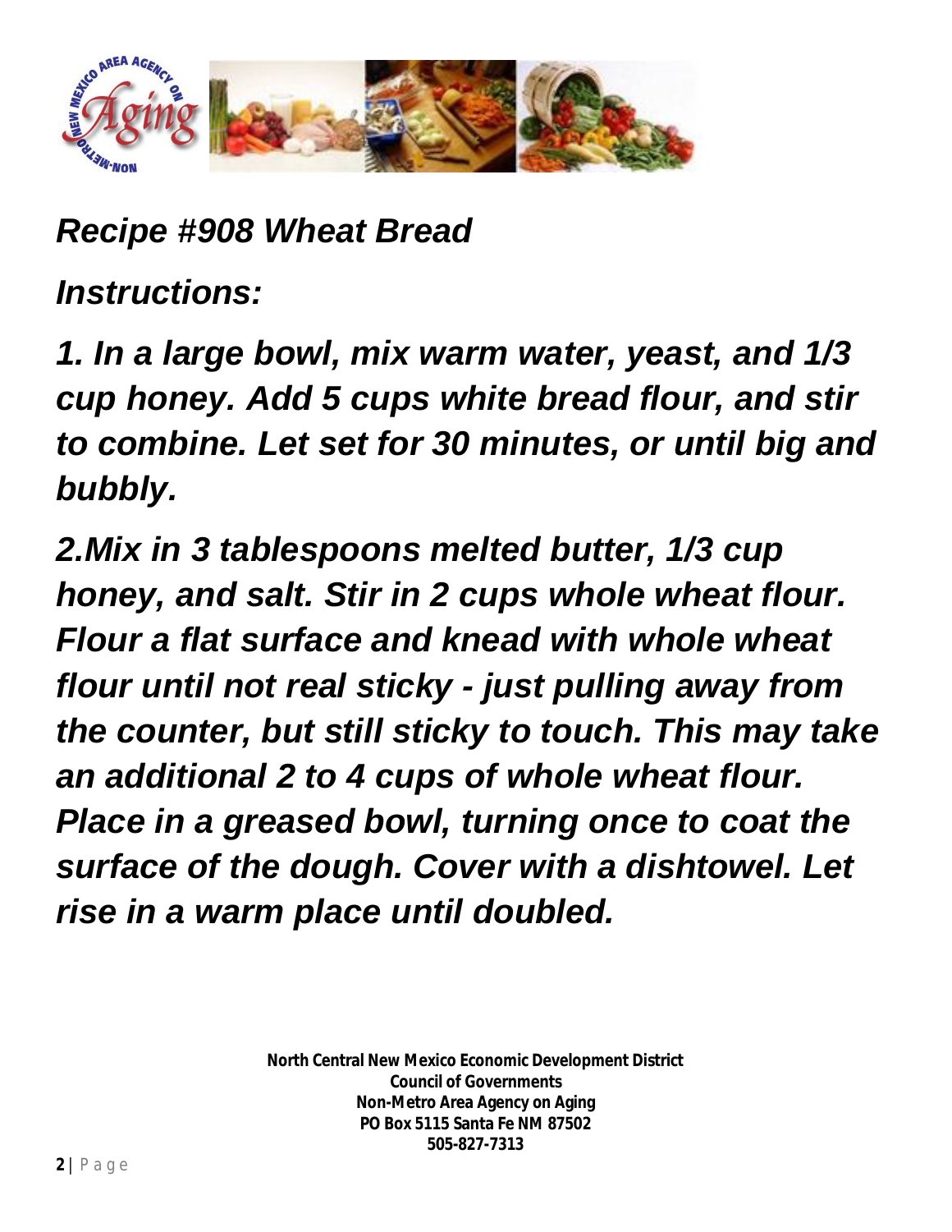# *Recipe #908 Wheat Bread*

## *Instructions:*

***1. In a large bowl, mix warm water, yeast, and 1/3 cup honey. Add 5 cups white bread flour, and stir to combine. Let set for 30 minutes, or until big and bubbly.***

***2.Mix in 3 tablespoons melted butter, 1/3 cup honey, and salt. Stir in 2 cups whole wheat flour. Flour a flat surface and knead with whole wheat flour until not real sticky - just pulling away from the counter, but still sticky to touch. This may take an additional 2 to 4 cups of whole wheat flour. Place in a greased bowl, turning once to coat the surface of the dough. Cover with a dishtowel. Let rise in a warm place until doubled.***

**North Central New Mexico Economic Development District**
**Council of Governments**
**Non-Metro Area Agency on Aging**
**PO Box 5115 Santa Fe NM 87502**
**505-827-7313**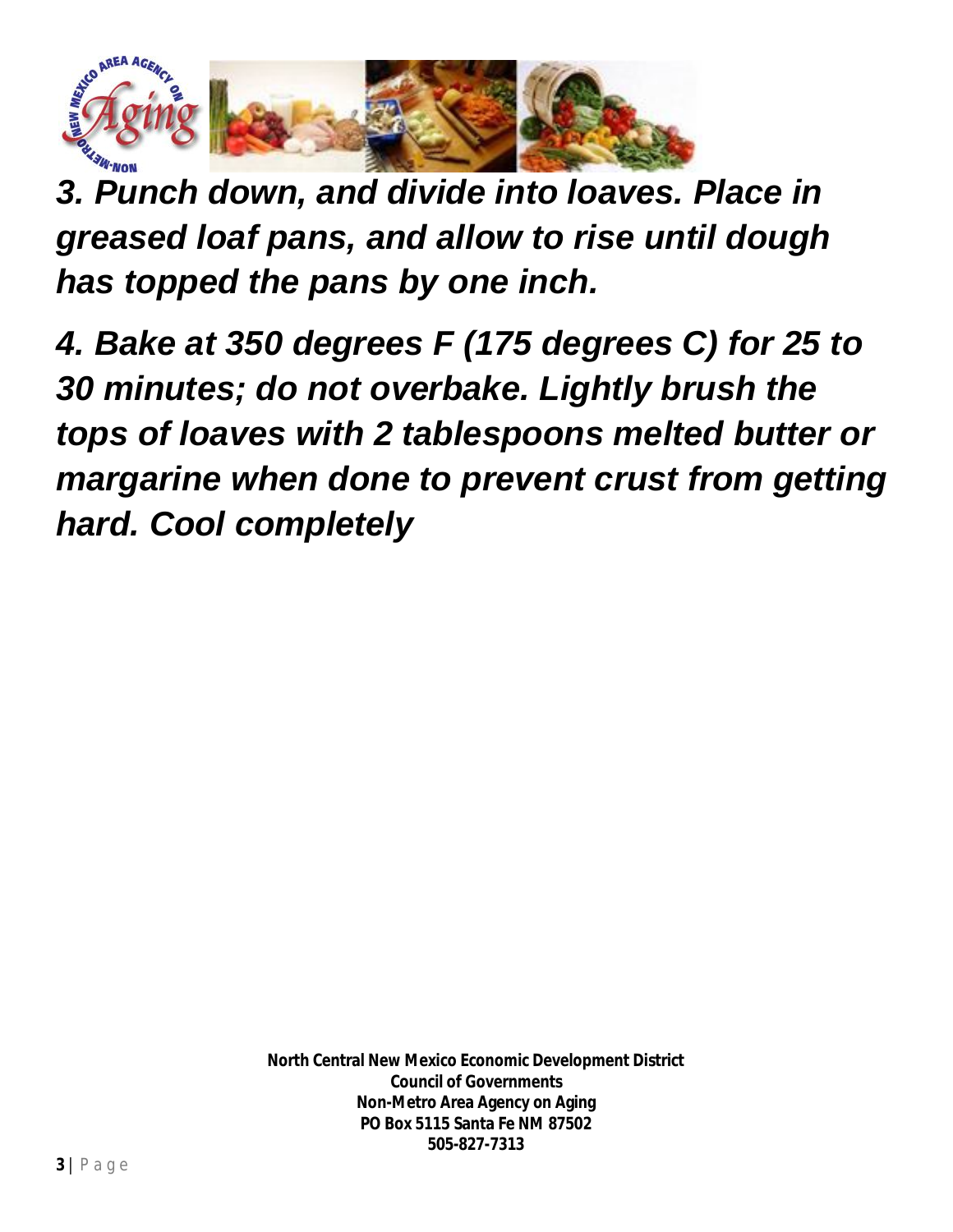***3. Punch down, and divide into loaves. Place in greased loaf pans, and allow to rise until dough has topped the pans by one inch.***

***4. Bake at 350 degrees F (175 degrees C) for 25 to 30 minutes; do not overbake. Lightly brush the tops of loaves with 2 tablespoons melted butter or margarine when done to prevent crust from getting hard. Cool completely***